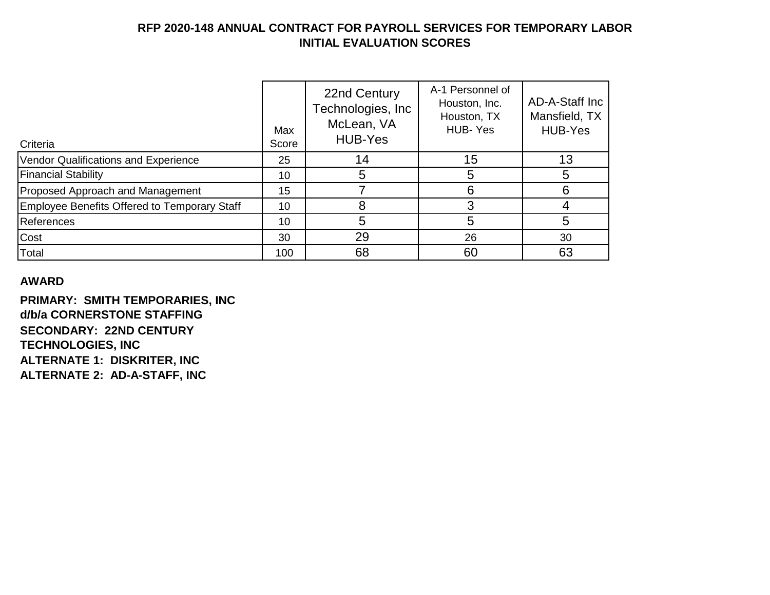# RFP 2020-148 ANNUAL CONTRACT FOR PAYROLL SERVICES FOR TEMPORARY LABOR
## INITIAL EVALUATION SCORES

| Criteria | Max Score | 22nd Century Technologies, Inc McLean, VA HUB-Yes | A-1 Personnel of Houston, Inc. Houston, TX HUB- Yes | AD-A-Staff Inc Mansfield, TX HUB-Yes |
|---|---|---|---|---|
| Vendor Qualifications and Experience | 25 | 14 | 15 | 13 |
| Financial Stability | 10 | 5 | 5 | 5 |
| Proposed Approach and Management | 15 | 7 | 6 | 6 |
| Employee Benefits Offered to Temporary Staff | 10 | 8 | 3 | 4 |
| References | 10 | 5 | 5 | 5 |
| Cost | 30 | 29 | 26 | 30 |
| Total | 100 | 68 | 60 | 63 |

**AWARD**

**PRIMARY: SMITH TEMPORARIES, INC d/b/a CORNERSTONE STAFFING**
**SECONDARY: 22ND CENTURY TECHNOLOGIES, INC**
**ALTERNATE 1: DISKRITER, INC**
**ALTERNATE 2: AD-A-STAFF, INC**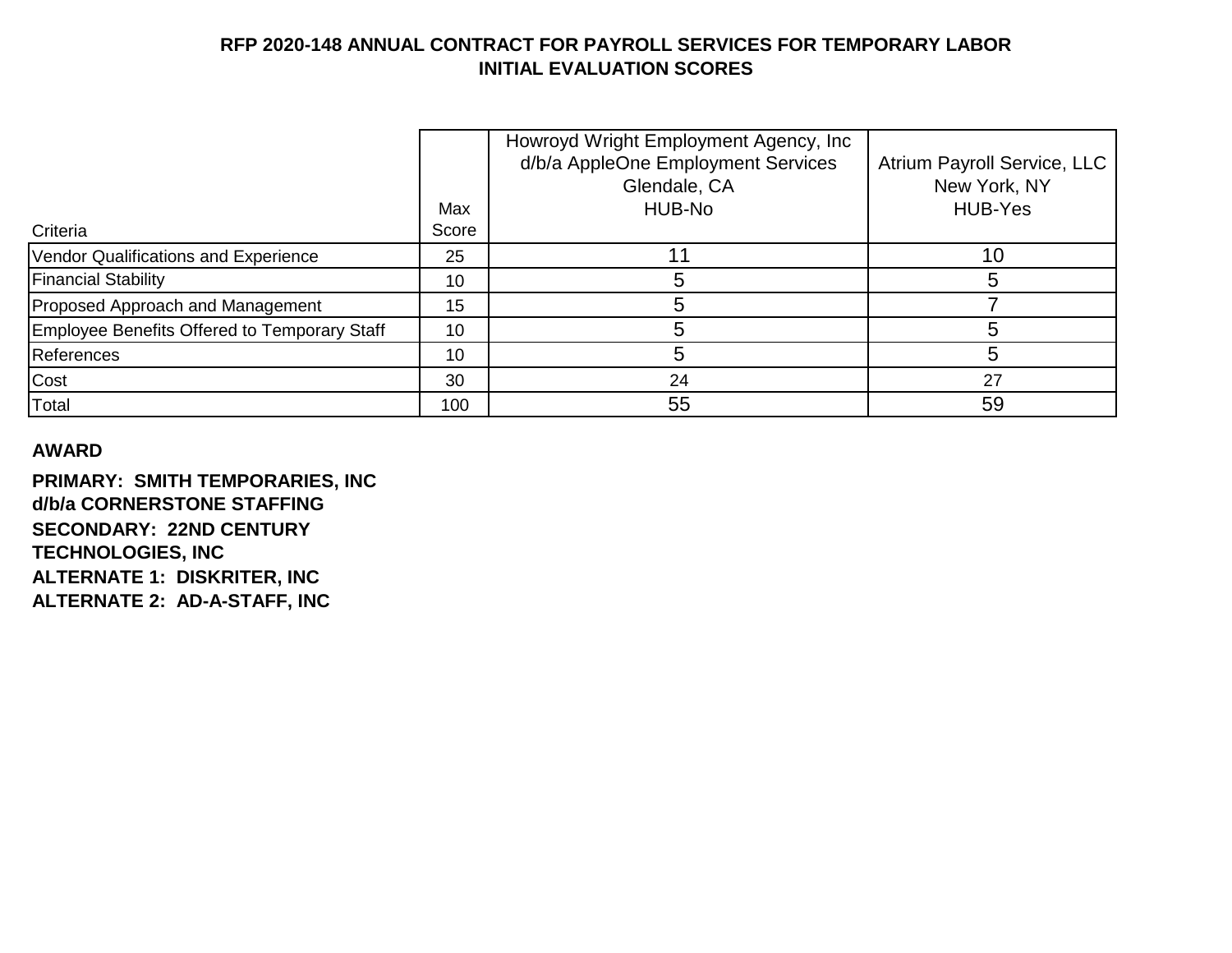**RFP 2020-148 ANNUAL CONTRACT FOR PAYROLL SERVICES FOR TEMPORARY LABOR**
**INITIAL EVALUATION SCORES**

| Criteria | Max Score | Howroyd Wright Employment Agency, Inc d/b/a AppleOne Employment Services Glendale, CA HUB-No | Atrium Payroll Service, LLC New York, NY HUB-Yes |
|---|---|---|---|
| Vendor Qualifications and Experience | 25 | 11 | 10 |
| Financial Stability | 10 | 5 | 5 |
| Proposed Approach and Management | 15 | 5 | 7 |
| Employee Benefits Offered to Temporary Staff | 10 | 5 | 5 |
| References | 10 | 5 | 5 |
| Cost | 30 | 24 | 27 |
| Total | 100 | 55 | 59 |

**AWARD**

**PRIMARY: SMITH TEMPORARIES, INC d/b/a CORNERSTONE STAFFING**
**SECONDARY: 22ND CENTURY TECHNOLOGIES, INC**
**ALTERNATE 1: DISKRITER, INC**
**ALTERNATE 2: AD-A-STAFF, INC**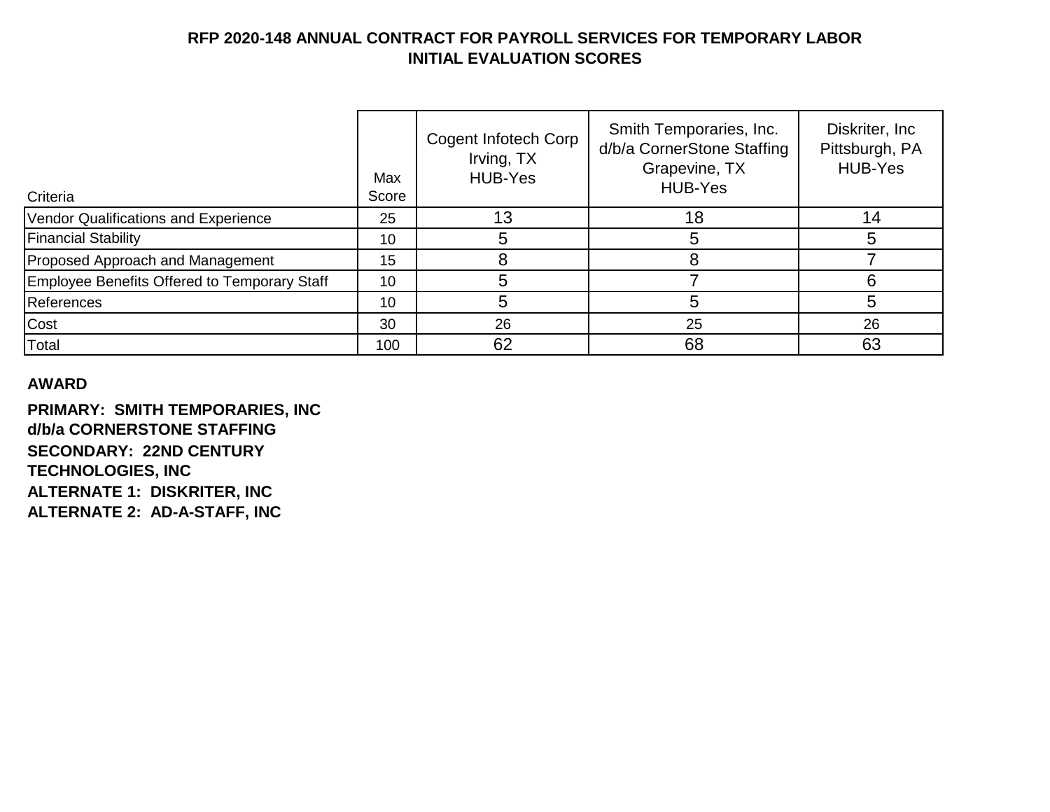# RFP 2020-148 ANNUAL CONTRACT FOR PAYROLL SERVICES FOR TEMPORARY LABOR
## INITIAL EVALUATION SCORES

| Criteria | Max Score | Cogent Infotech Corp Irving, TX HUB-Yes | Smith Temporaries, Inc. d/b/a CornerStone Staffing Grapevine, TX HUB-Yes | Diskriter, Inc Pittsburgh, PA HUB-Yes |
|---|---|---|---|---|
| Vendor Qualifications and Experience | 25 | 13 | 18 | 14 |
| Financial Stability | 10 | 5 | 5 | 5 |
| Proposed Approach and Management | 15 | 8 | 8 | 7 |
| Employee Benefits Offered to Temporary Staff | 10 | 5 | 7 | 6 |
| References | 10 | 5 | 5 | 5 |
| Cost | 30 | 26 | 25 | 26 |
| Total | 100 | 62 | 68 | 63 |

**AWARD**

**PRIMARY: SMITH TEMPORARIES, INC d/b/a CORNERSTONE STAFFING**

**SECONDARY: 22ND CENTURY TECHNOLOGIES, INC**

**ALTERNATE 1: DISKRITER, INC**

**ALTERNATE 2: AD-A-STAFF, INC**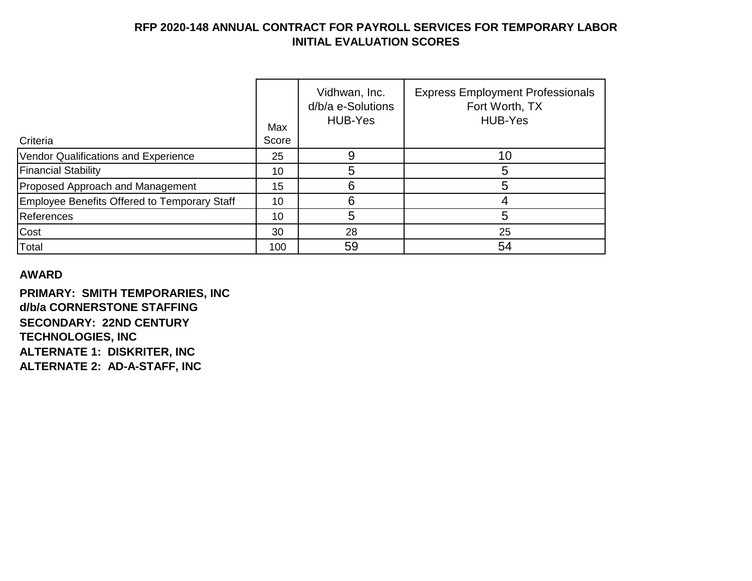# RFP 2020-148 ANNUAL CONTRACT FOR PAYROLL SERVICES FOR TEMPORARY LABOR
## INITIAL EVALUATION SCORES

| Criteria | Max Score | Vidhwan, Inc. d/b/a e-Solutions HUB-Yes | Express Employment Professionals Fort Worth, TX HUB-Yes |
|---|---|---|---|
| Vendor Qualifications and Experience | 25 | 9 | 10 |
| Financial Stability | 10 | 5 | 5 |
| Proposed Approach and Management | 15 | 6 | 5 |
| Employee Benefits Offered to Temporary Staff | 10 | 6 | 4 |
| References | 10 | 5 | 5 |
| Cost | 30 | 28 | 25 |
| Total | 100 | 59 | 54 |

**AWARD**

**PRIMARY: SMITH TEMPORARIES, INC d/b/a CORNERSTONE STAFFING**
**SECONDARY: 22ND CENTURY TECHNOLOGIES, INC**
**ALTERNATE 1: DISKRITER, INC**
**ALTERNATE 2: AD-A-STAFF, INC**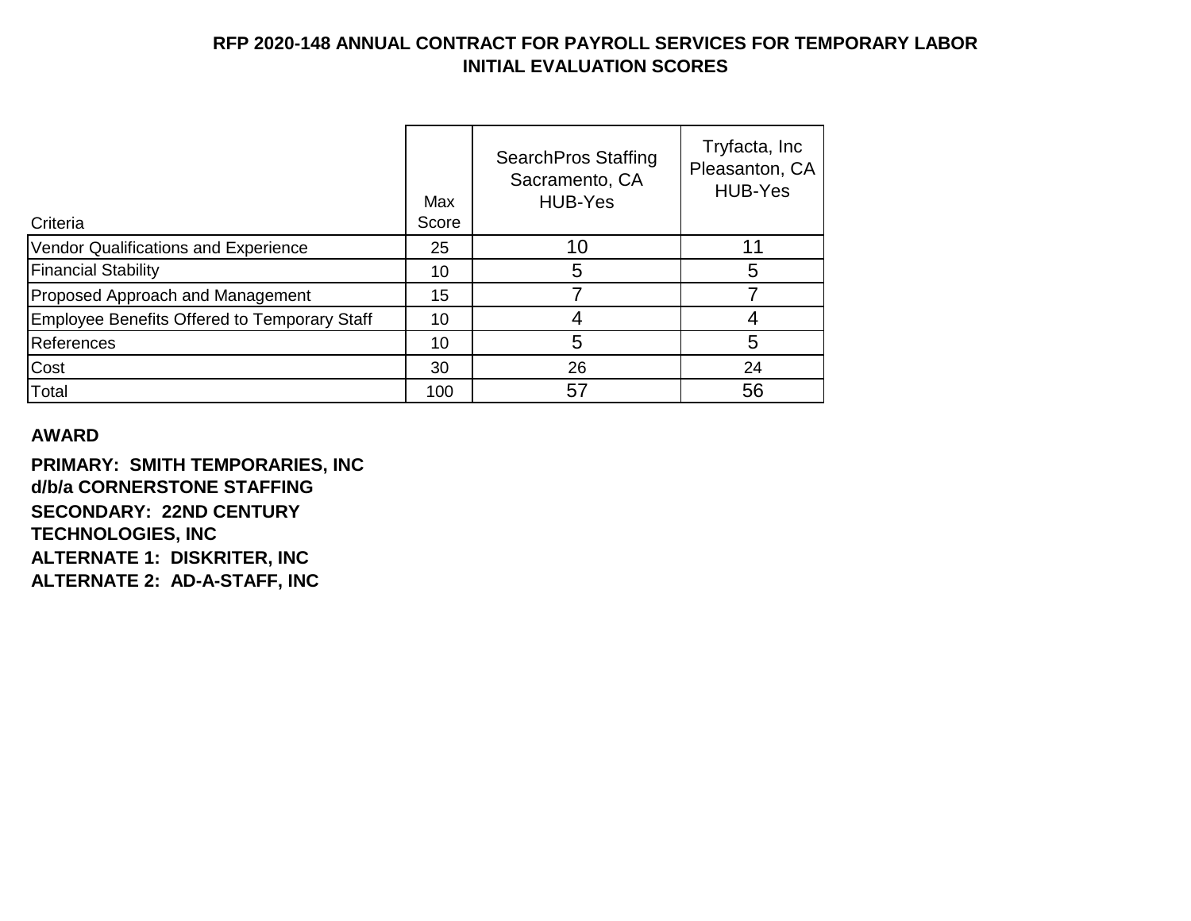# RFP 2020-148 ANNUAL CONTRACT FOR PAYROLL SERVICES FOR TEMPORARY LABOR
## INITIAL EVALUATION SCORES

| Criteria | Max Score | SearchPros Staffing Sacramento, CA HUB-Yes | Tryfacta, Inc Pleasanton, CA HUB-Yes |
|---|---|---|---|
| Vendor Qualifications and Experience | 25 | 10 | 11 |
| Financial Stability | 10 | 5 | 5 |
| Proposed Approach and Management | 15 | 7 | 7 |
| Employee Benefits Offered to Temporary Staff | 10 | 4 | 4 |
| References | 10 | 5 | 5 |
| Cost | 30 | 26 | 24 |
| Total | 100 | 57 | 56 |

**AWARD**

**PRIMARY: SMITH TEMPORARIES, INC d/b/a CORNERSTONE STAFFING**

**SECONDARY: 22ND CENTURY TECHNOLOGIES, INC**

**ALTERNATE 1: DISKRITER, INC**

**ALTERNATE 2: AD-A-STAFF, INC**